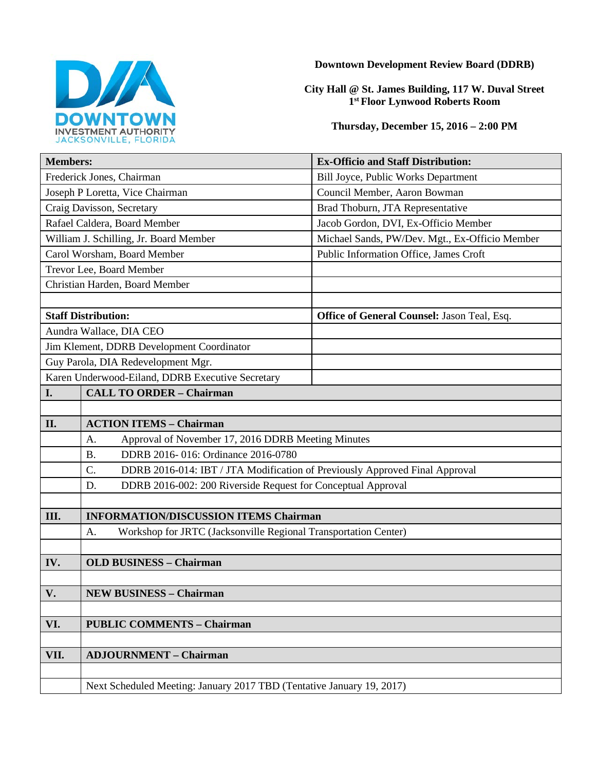**Downtown Development Review Board (DDRB)**

**City Hall @ St. James Building, 117 W. Duval Street**
**1st Floor Lynwood Roberts Room**

**Thursday, December 15, 2016 – 2:00 PM**

| **Members:** | **Ex-Officio and Staff Distribution:** |
|---|---|
| Frederick Jones, Chairman | Bill Joyce, Public Works Department |
| Joseph P Loretta, Vice Chairman | Council Member, Aaron Bowman |
| Craig Davisson, Secretary | Brad Thoburn, JTA Representative |
| Rafael Caldera, Board Member | Jacob Gordon, DVI, Ex-Officio Member |
| William J. Schilling, Jr. Board Member | Michael Sands, PW/Dev. Mgt., Ex-Officio Member |
| Carol Worsham, Board Member | Public Information Office, James Croft |
| Trevor Lee, Board Member | |
| Christian Harden, Board Member | |
| | |
| **Staff Distribution:** | **Office of General Counsel:** Jason Teal, Esq. |
| Aundra Wallace, DIA CEO | |
| Jim Klement, DDRB Development Coordinator | |
| Guy Parola, DIA Redevelopment Mgr. | |
| Karen Underwood-Eiland, DDRB Executive Secretary | |

| | |
|---|---|
| **I.** | **CALL TO ORDER – Chairman** |
| | |
| **II.** | **ACTION ITEMS – Chairman** |
| | A. Approval of November 17, 2016 DDRB Meeting Minutes |
| | B. DDRB 2016- 016: Ordinance 2016-0780 |
| | C. DDRB 2016-014: IBT / JTA Modification of Previously Approved Final Approval |
| | D. DDRB 2016-002: 200 Riverside Request for Conceptual Approval |
| | |
| **III.** | **INFORMATION/DISCUSSION ITEMS Chairman** |
| | A. Workshop for JRTC (Jacksonville Regional Transportation Center) |
| | |
| **IV.** | **OLD BUSINESS – Chairman** |
| | |
| **V.** | **NEW BUSINESS – Chairman** |
| | |
| **VI.** | **PUBLIC COMMENTS – Chairman** |
| | |
| **VII.** | **ADJOURNMENT – Chairman** |
| | |
| | Next Scheduled Meeting: January 2017 TBD (Tentative January 19, 2017) |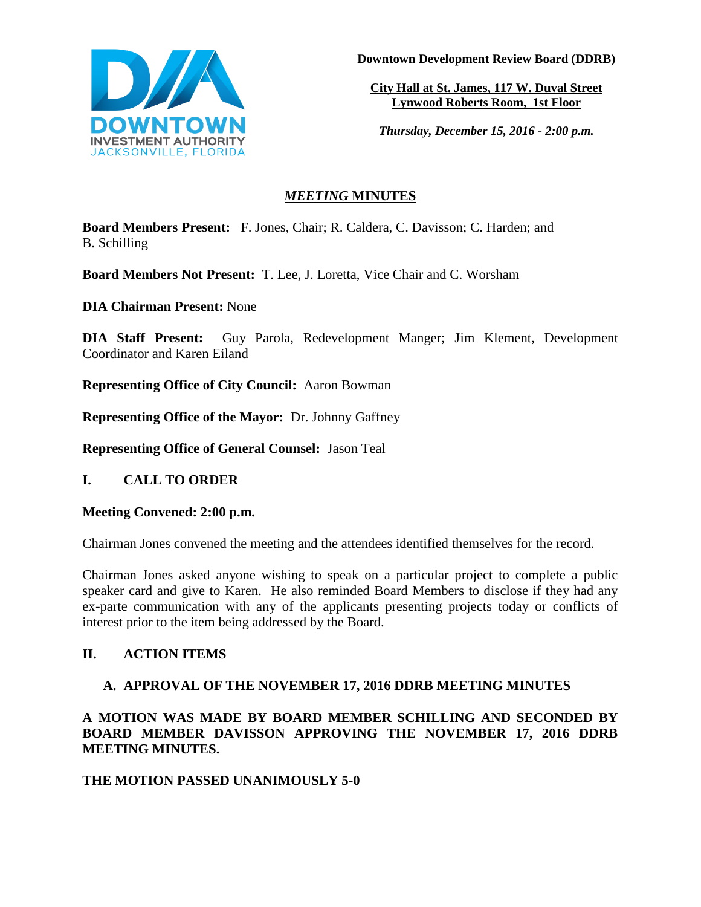**Downtown Development Review Board (DDRB)**

**City Hall at St. James, 117 W. Duval Street**
**Lynwood Roberts Room, 1st Floor**

***Thursday, December 15, 2016 - 2:00 p.m.***

# *MEETING* MINUTES

**Board Members Present:** F. Jones, Chair; R. Caldera, C. Davisson; C. Harden; and B. Schilling

**Board Members Not Present:** T. Lee, J. Loretta, Vice Chair and C. Worsham

**DIA Chairman Present:** None

**DIA Staff Present:** Guy Parola, Redevelopment Manger; Jim Klement, Development Coordinator and Karen Eiland

**Representing Office of City Council:** Aaron Bowman

**Representing Office of the Mayor:** Dr. Johnny Gaffney

**Representing Office of General Counsel:** Jason Teal

## I. CALL TO ORDER

**Meeting Convened: 2:00 p.m.**

Chairman Jones convened the meeting and the attendees identified themselves for the record.

Chairman Jones asked anyone wishing to speak on a particular project to complete a public speaker card and give to Karen. He also reminded Board Members to disclose if they had any ex-parte communication with any of the applicants presenting projects today or conflicts of interest prior to the item being addressed by the Board.

## II. ACTION ITEMS

### A. APPROVAL OF THE NOVEMBER 17, 2016 DDRB MEETING MINUTES

**A MOTION WAS MADE BY BOARD MEMBER SCHILLING AND SECONDED BY BOARD MEMBER DAVISSON APPROVING THE NOVEMBER 17, 2016 DDRB MEETING MINUTES.**

**THE MOTION PASSED UNANIMOUSLY 5-0**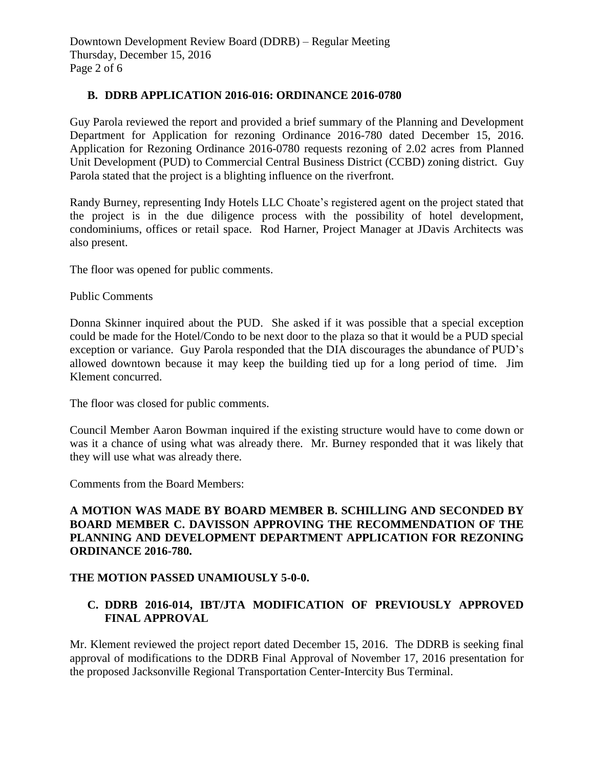### B. DDRB APPLICATION 2016-016: ORDINANCE 2016-0780

Guy Parola reviewed the report and provided a brief summary of the Planning and Development Department for Application for rezoning Ordinance 2016-780 dated December 15, 2016. Application for Rezoning Ordinance 2016-0780 requests rezoning of 2.02 acres from Planned Unit Development (PUD) to Commercial Central Business District (CCBD) zoning district. Guy Parola stated that the project is a blighting influence on the riverfront.

Randy Burney, representing Indy Hotels LLC Choate's registered agent on the project stated that the project is in the due diligence process with the possibility of hotel development, condominiums, offices or retail space. Rod Harner, Project Manager at JDavis Architects was also present.

The floor was opened for public comments.

Public Comments

Donna Skinner inquired about the PUD. She asked if it was possible that a special exception could be made for the Hotel/Condo to be next door to the plaza so that it would be a PUD special exception or variance. Guy Parola responded that the DIA discourages the abundance of PUD's allowed downtown because it may keep the building tied up for a long period of time. Jim Klement concurred.

The floor was closed for public comments.

Council Member Aaron Bowman inquired if the existing structure would have to come down or was it a chance of using what was already there. Mr. Burney responded that it was likely that they will use what was already there.

Comments from the Board Members:

**A MOTION WAS MADE BY BOARD MEMBER B. SCHILLING AND SECONDED BY BOARD MEMBER C. DAVISSON APPROVING THE RECOMMENDATION OF THE PLANNING AND DEVELOPMENT DEPARTMENT APPLICATION FOR REZONING ORDINANCE 2016-780.**

**THE MOTION PASSED UNAMIOUSLY 5-0-0.**

### C. DDRB 2016-014, IBT/JTA MODIFICATION OF PREVIOUSLY APPROVED FINAL APPROVAL

Mr. Klement reviewed the project report dated December 15, 2016. The DDRB is seeking final approval of modifications to the DDRB Final Approval of November 17, 2016 presentation for the proposed Jacksonville Regional Transportation Center-Intercity Bus Terminal.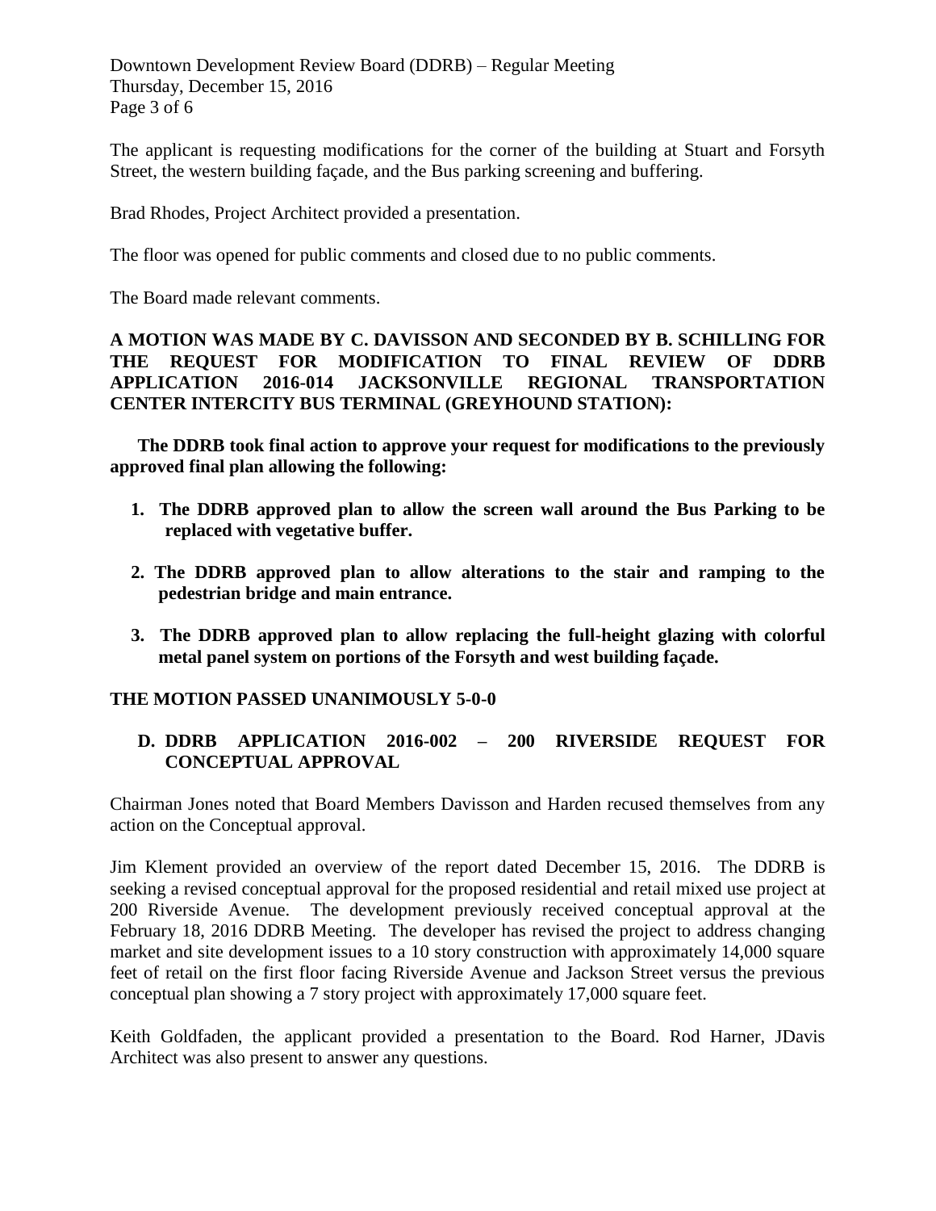The applicant is requesting modifications for the corner of the building at Stuart and Forsyth Street, the western building façade, and the Bus parking screening and buffering.

Brad Rhodes, Project Architect provided a presentation.

The floor was opened for public comments and closed due to no public comments.

The Board made relevant comments.

**A MOTION WAS MADE BY C. DAVISSON AND SECONDED BY B. SCHILLING FOR THE REQUEST FOR MODIFICATION TO FINAL REVIEW OF DDRB APPLICATION 2016-014 JACKSONVILLE REGIONAL TRANSPORTATION CENTER INTERCITY BUS TERMINAL (GREYHOUND STATION):**

**The DDRB took final action to approve your request for modifications to the previously approved final plan allowing the following:**

1. **The DDRB approved plan to allow the screen wall around the Bus Parking to be replaced with vegetative buffer.**
2. **The DDRB approved plan to allow alterations to the stair and ramping to the pedestrian bridge and main entrance.**
3. **The DDRB approved plan to allow replacing the full-height glazing with colorful metal panel system on portions of the Forsyth and west building façade.**

**THE MOTION PASSED UNANIMOUSLY 5-0-0**

**D. DDRB APPLICATION 2016-002 – 200 RIVERSIDE REQUEST FOR CONCEPTUAL APPROVAL**

Chairman Jones noted that Board Members Davisson and Harden recused themselves from any action on the Conceptual approval.

Jim Klement provided an overview of the report dated December 15, 2016. The DDRB is seeking a revised conceptual approval for the proposed residential and retail mixed use project at 200 Riverside Avenue. The development previously received conceptual approval at the February 18, 2016 DDRB Meeting. The developer has revised the project to address changing market and site development issues to a 10 story construction with approximately 14,000 square feet of retail on the first floor facing Riverside Avenue and Jackson Street versus the previous conceptual plan showing a 7 story project with approximately 17,000 square feet.

Keith Goldfaden, the applicant provided a presentation to the Board. Rod Harner, JDavis Architect was also present to answer any questions.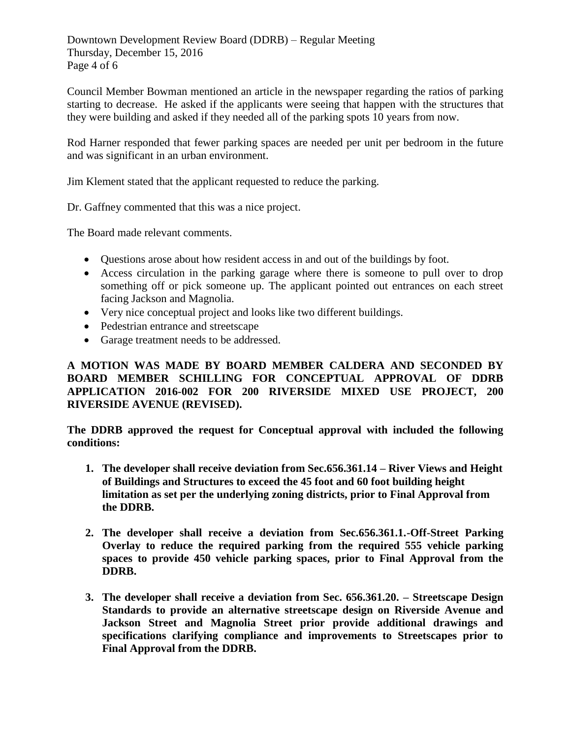Council Member Bowman mentioned an article in the newspaper regarding the ratios of parking starting to decrease. He asked if the applicants were seeing that happen with the structures that they were building and asked if they needed all of the parking spots 10 years from now.

Rod Harner responded that fewer parking spaces are needed per unit per bedroom in the future and was significant in an urban environment.

Jim Klement stated that the applicant requested to reduce the parking.

Dr. Gaffney commented that this was a nice project.

The Board made relevant comments.

- Questions arose about how resident access in and out of the buildings by foot.
- Access circulation in the parking garage where there is someone to pull over to drop something off or pick someone up. The applicant pointed out entrances on each street facing Jackson and Magnolia.
- Very nice conceptual project and looks like two different buildings.
- Pedestrian entrance and streetscape
- Garage treatment needs to be addressed.

**A MOTION WAS MADE BY BOARD MEMBER CALDERA AND SECONDED BY BOARD MEMBER SCHILLING FOR CONCEPTUAL APPROVAL OF DDRB APPLICATION 2016-002 FOR 200 RIVERSIDE MIXED USE PROJECT, 200 RIVERSIDE AVENUE (REVISED).**

**The DDRB approved the request for Conceptual approval with included the following conditions:**

1. **The developer shall receive deviation from Sec.656.361.14 – River Views and Height of Buildings and Structures to exceed the 45 foot and 60 foot building height limitation as set per the underlying zoning districts, prior to Final Approval from the DDRB.**

2. **The developer shall receive a deviation from Sec.656.361.1.-Off-Street Parking Overlay to reduce the required parking from the required 555 vehicle parking spaces to provide 450 vehicle parking spaces, prior to Final Approval from the DDRB.**

3. **The developer shall receive a deviation from Sec. 656.361.20. – Streetscape Design Standards to provide an alternative streetscape design on Riverside Avenue and Jackson Street and Magnolia Street prior provide additional drawings and specifications clarifying compliance and improvements to Streetscapes prior to Final Approval from the DDRB.**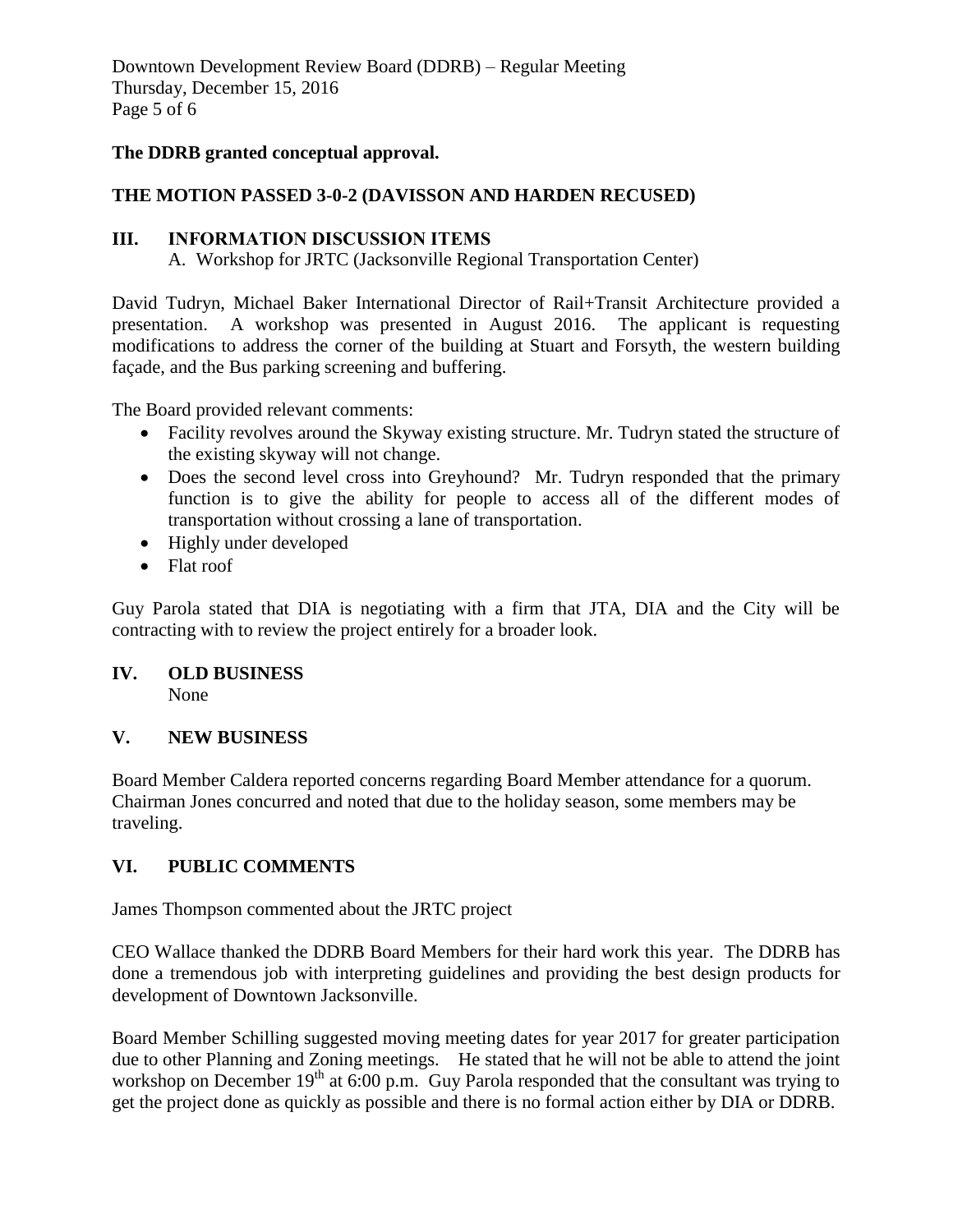**The DDRB granted conceptual approval.**

**THE MOTION PASSED 3-0-2 (DAVISSON AND HARDEN RECUSED)**

## III. INFORMATION DISCUSSION ITEMS

A. Workshop for JRTC (Jacksonville Regional Transportation Center)

David Tudryn, Michael Baker International Director of Rail+Transit Architecture provided a presentation. A workshop was presented in August 2016. The applicant is requesting modifications to address the corner of the building at Stuart and Forsyth, the western building façade, and the Bus parking screening and buffering.

The Board provided relevant comments:

- Facility revolves around the Skyway existing structure. Mr. Tudryn stated the structure of the existing skyway will not change.
- Does the second level cross into Greyhound? Mr. Tudryn responded that the primary function is to give the ability for people to access all of the different modes of transportation without crossing a lane of transportation.
- Highly under developed
- Flat roof

Guy Parola stated that DIA is negotiating with a firm that JTA, DIA and the City will be contracting with to review the project entirely for a broader look.

## IV. OLD BUSINESS

None

## V. NEW BUSINESS

Board Member Caldera reported concerns regarding Board Member attendance for a quorum. Chairman Jones concurred and noted that due to the holiday season, some members may be traveling.

## VI. PUBLIC COMMENTS

James Thompson commented about the JRTC project

CEO Wallace thanked the DDRB Board Members for their hard work this year. The DDRB has done a tremendous job with interpreting guidelines and providing the best design products for development of Downtown Jacksonville.

Board Member Schilling suggested moving meeting dates for year 2017 for greater participation due to other Planning and Zoning meetings. He stated that he will not be able to attend the joint workshop on December 19th at 6:00 p.m. Guy Parola responded that the consultant was trying to get the project done as quickly as possible and there is no formal action either by DIA or DDRB.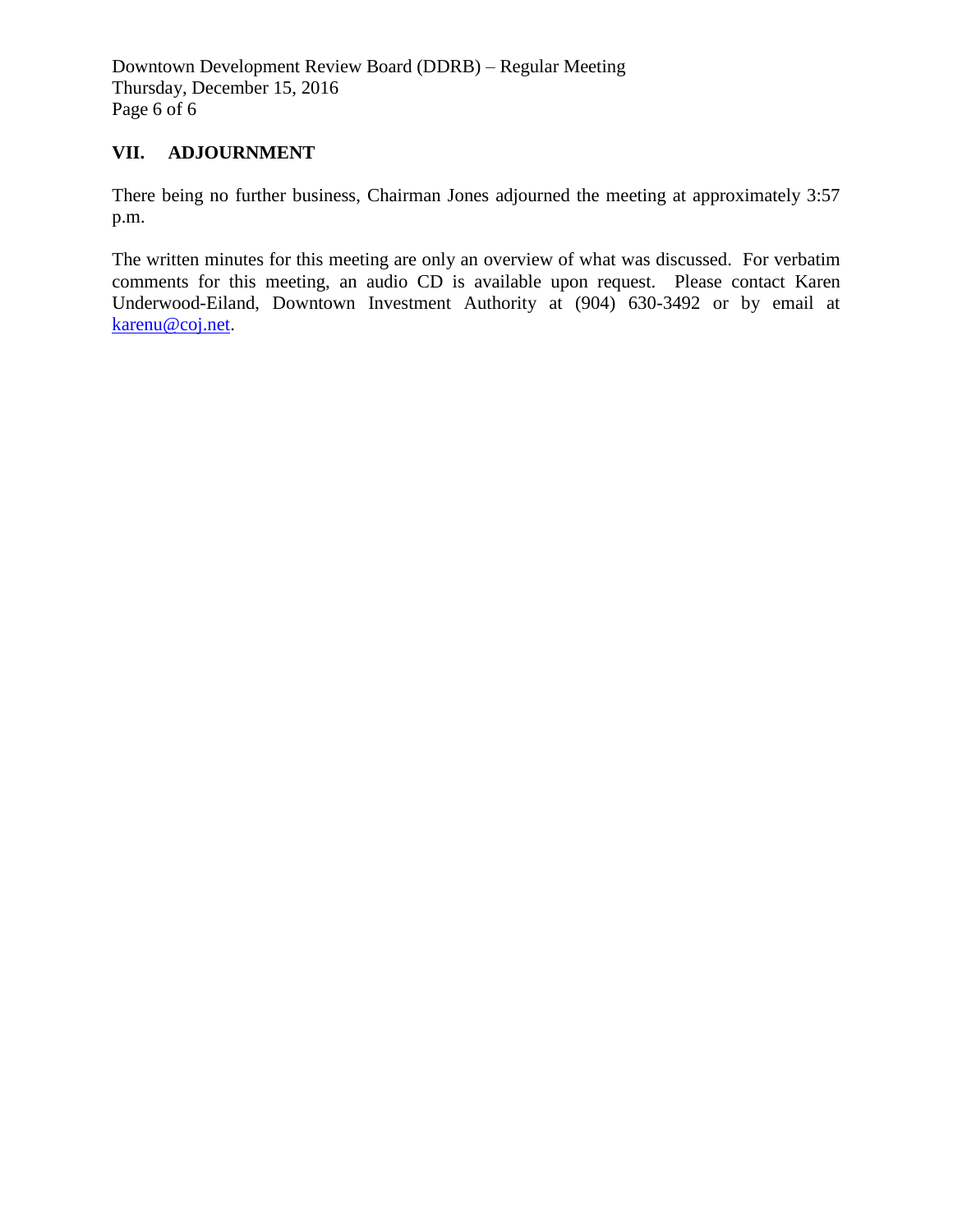## VII. ADJOURNMENT

There being no further business, Chairman Jones adjourned the meeting at approximately 3:57 p.m.

The written minutes for this meeting are only an overview of what was discussed. For verbatim comments for this meeting, an audio CD is available upon request. Please contact Karen Underwood-Eiland, Downtown Investment Authority at (904) 630-3492 or by email at karenu@coj.net.